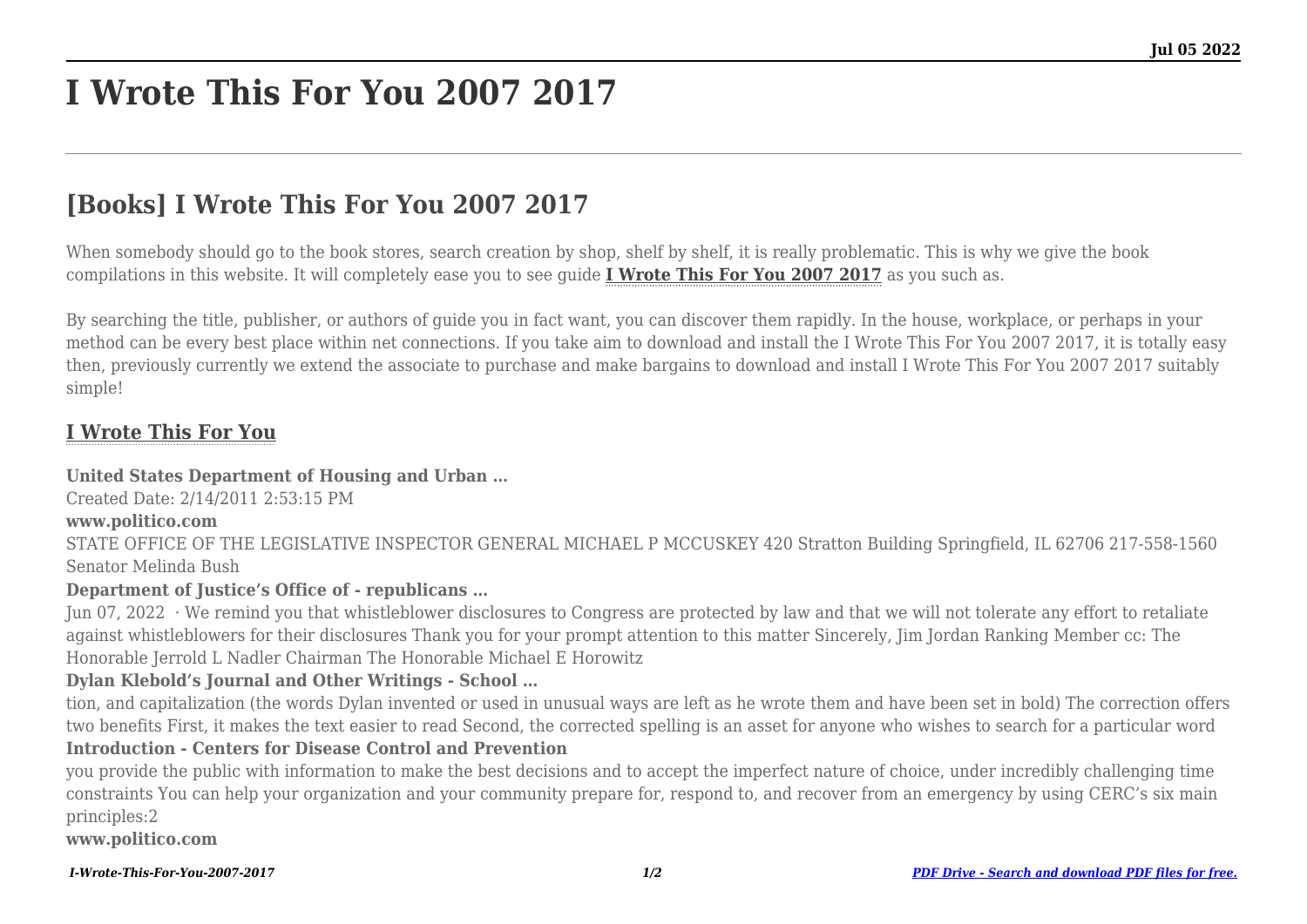# I Wrote This For You 2007 2017

## [Books] I Wrote This For You 2007 2017

When somebody should go to the book stores, search creation by shop, shelf by shelf, it is really problematic. This is why we give the book compilations in this website. It will completely ease you to see guide **I Wrote This For You 2007 2017** as you such as.

By searching the title, publisher, or authors of guide you in fact want, you can discover them rapidly. In the house, workplace, or perhaps in your method can be every best place within net connections. If you take aim to download and install the I Wrote This For You 2007 2017, it is totally easy then, previously currently we extend the associate to purchase and make bargains to download and install I Wrote This For You 2007 2017 suitably simple!

### I Wrote This For You

**United States Department of Housing and Urban …**

Created Date: 2/14/2011 2:53:15 PM

**www.politico.com**

STATE OFFICE OF THE LEGISLATIVE INSPECTOR GENERAL MICHAEL P MCCUSKEY 420 Stratton Building Springfield, IL 62706 217-558-1560 Senator Melinda Bush

**Department of Justice's Office of - republicans …**

Jun 07, 2022 · We remind you that whistleblower disclosures to Congress are protected by law and that we will not tolerate any effort to retaliate against whistleblowers for their disclosures Thank you for your prompt attention to this matter Sincerely, Jim Jordan Ranking Member cc: The Honorable Jerrold L Nadler Chairman The Honorable Michael E Horowitz

**Dylan Klebold's Journal and Other Writings - School …**

tion, and capitalization (the words Dylan invented or used in unusual ways are left as he wrote them and have been set in bold) The correction offers two benefits First, it makes the text easier to read Second, the corrected spelling is an asset for anyone who wishes to search for a particular word

**Introduction - Centers for Disease Control and Prevention**

you provide the public with information to make the best decisions and to accept the imperfect nature of choice, under incredibly challenging time constraints You can help your organization and your community prepare for, respond to, and recover from an emergency by using CERC's six main principles:2

**www.politico.com**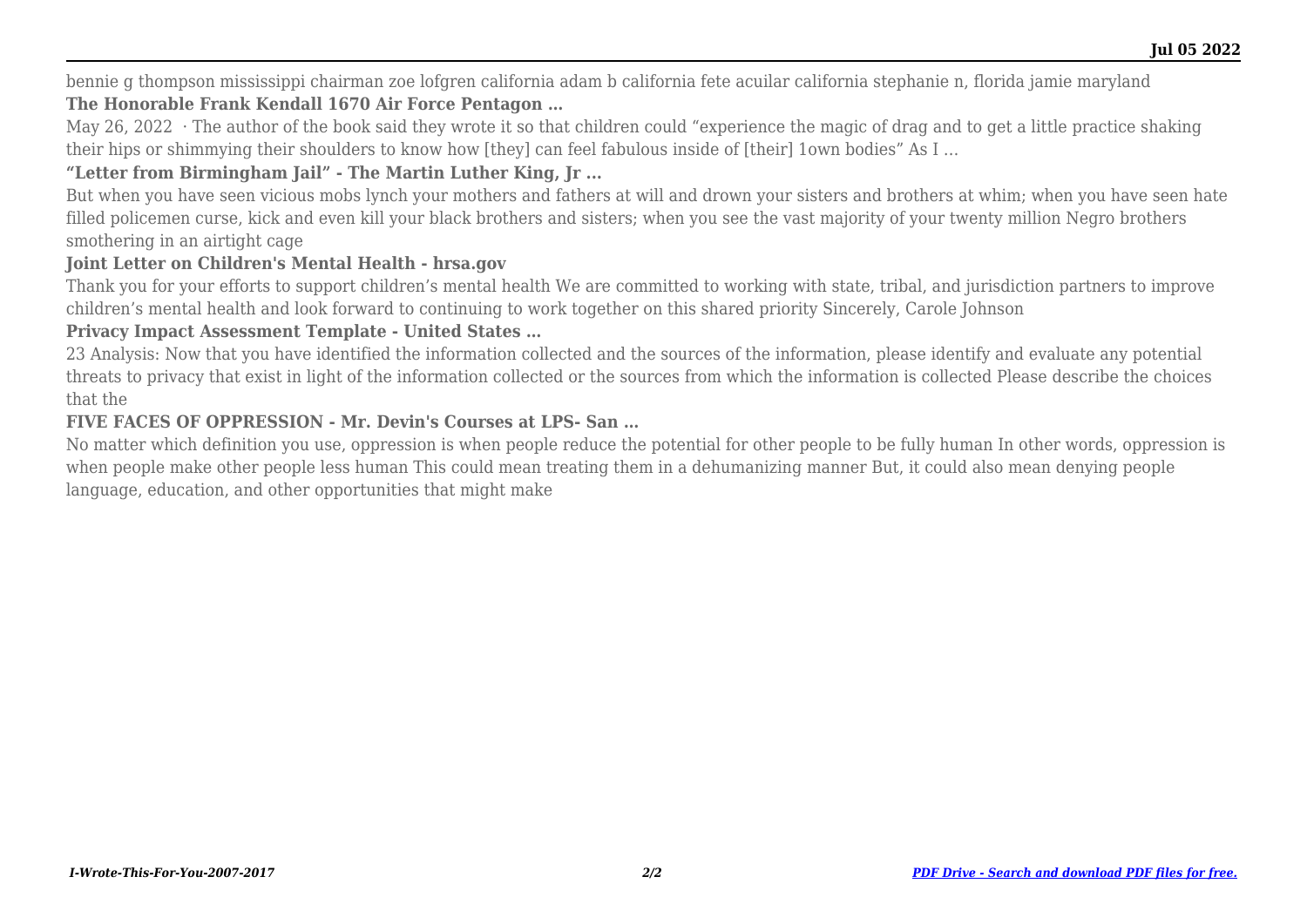bennie g thompson mississippi chairman zoe lofgren california adam b california fete acuilar california stephanie n, florida jamie maryland

**The Honorable Frank Kendall 1670 Air Force Pentagon …**

May 26, 2022 · The author of the book said they wrote it so that children could "experience the magic of drag and to get a little practice shaking their hips or shimmying their shoulders to know how [they] can feel fabulous inside of [their] 1own bodies" As I …

**"Letter from Birmingham Jail" - The Martin Luther King, Jr ...**

But when you have seen vicious mobs lynch your mothers and fathers at will and drown your sisters and brothers at whim; when you have seen hate filled policemen curse, kick and even kill your black brothers and sisters; when you see the vast majority of your twenty million Negro brothers smothering in an airtight cage

**Joint Letter on Children's Mental Health - hrsa.gov**

Thank you for your efforts to support children's mental health We are committed to working with state, tribal, and jurisdiction partners to improve children's mental health and look forward to continuing to work together on this shared priority Sincerely, Carole Johnson

**Privacy Impact Assessment Template - United States …**

23 Analysis: Now that you have identified the information collected and the sources of the information, please identify and evaluate any potential threats to privacy that exist in light of the information collected or the sources from which the information is collected Please describe the choices that the

**FIVE FACES OF OPPRESSION - Mr. Devin's Courses at LPS- San …**

No matter which definition you use, oppression is when people reduce the potential for other people to be fully human In other words, oppression is when people make other people less human This could mean treating them in a dehumanizing manner But, it could also mean denying people language, education, and other opportunities that might make